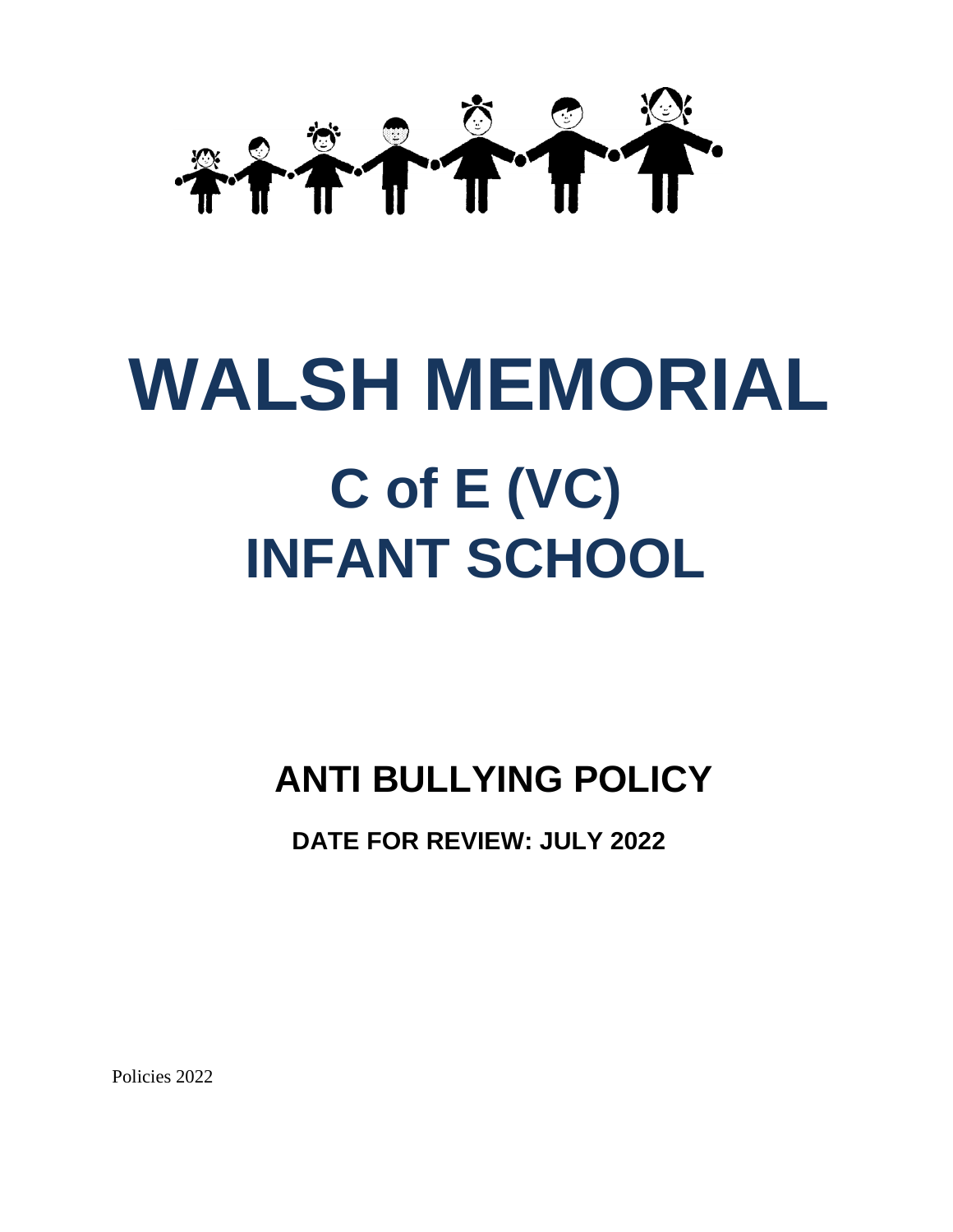# WALSH MEMORIAL

# C of E (VC) INFANT SCHOOL

## ANTI BULLYING POLICY

**DATE FOR REVIEW: JULY 2022**

Policies 2022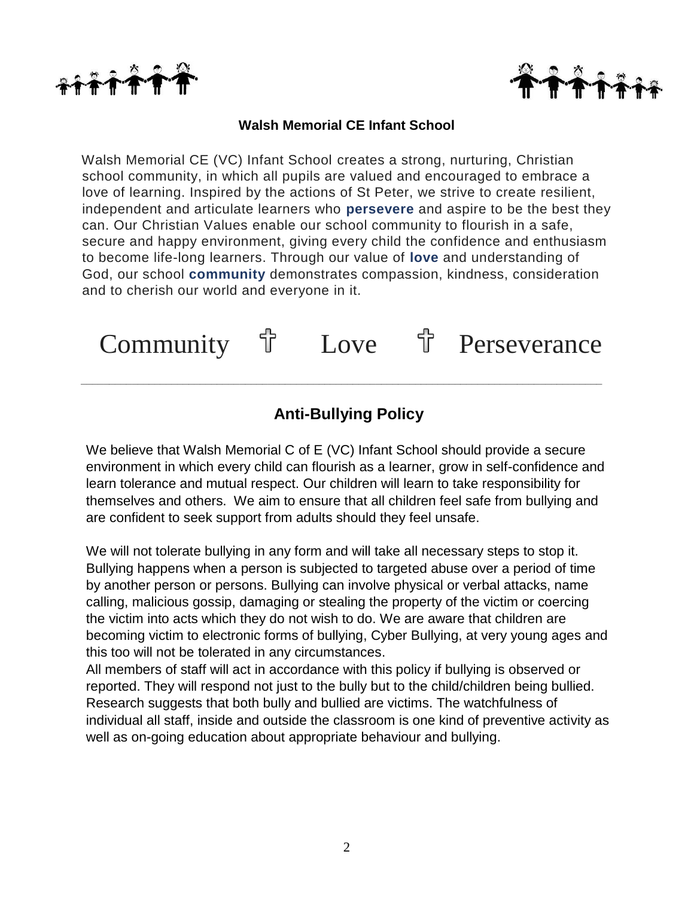**Walsh Memorial CE Infant School**

Walsh Memorial CE (VC) Infant School creates a strong, nurturing, Christian school community, in which all pupils are valued and encouraged to embrace a love of learning. Inspired by the actions of St Peter, we strive to create resilient, independent and articulate learners who **persevere** and aspire to be the best they can. Our Christian Values enable our school community to flourish in a safe, secure and happy environment, giving every child the confidence and enthusiasm to become life-long learners. Through our value of **love** and understanding of God, our school **community** demonstrates compassion, kindness, consideration and to cherish our world and everyone in it.

Community ☦ Love ☦ Perseverance

---

## Anti-Bullying Policy

We believe that Walsh Memorial C of E (VC) Infant School should provide a secure environment in which every child can flourish as a learner, grow in self-confidence and learn tolerance and mutual respect. Our children will learn to take responsibility for themselves and others. We aim to ensure that all children feel safe from bullying and are confident to seek support from adults should they feel unsafe.

We will not tolerate bullying in any form and will take all necessary steps to stop it. Bullying happens when a person is subjected to targeted abuse over a period of time by another person or persons. Bullying can involve physical or verbal attacks, name calling, malicious gossip, damaging or stealing the property of the victim or coercing the victim into acts which they do not wish to do. We are aware that children are becoming victim to electronic forms of bullying, Cyber Bullying, at very young ages and this too will not be tolerated in any circumstances.
All members of staff will act in accordance with this policy if bullying is observed or reported. They will respond not just to the bully but to the child/children being bullied. Research suggests that both bully and bullied are victims. The watchfulness of individual all staff, inside and outside the classroom is one kind of preventive activity as well as on-going education about appropriate behaviour and bullying.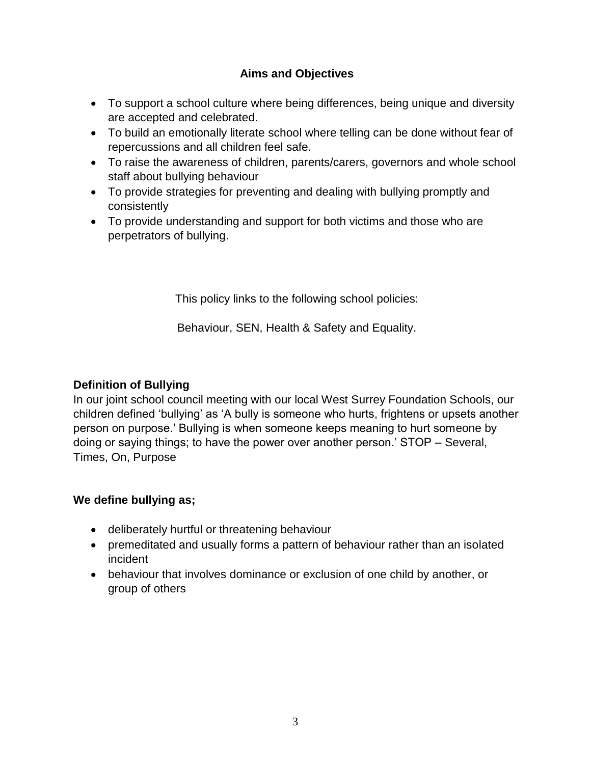## Aims and Objectives

- To support a school culture where being differences, being unique and diversity are accepted and celebrated.
- To build an emotionally literate school where telling can be done without fear of repercussions and all children feel safe.
- To raise the awareness of children, parents/carers, governors and whole school staff about bullying behaviour
- To provide strategies for preventing and dealing with bullying promptly and consistently
- To provide understanding and support for both victims and those who are perpetrators of bullying.

This policy links to the following school policies:

Behaviour, SEN, Health & Safety and Equality.

**Definition of Bullying**

In our joint school council meeting with our local West Surrey Foundation Schools, our children defined 'bullying' as 'A bully is someone who hurts, frightens or upsets another person on purpose.' Bullying is when someone keeps meaning to hurt someone by doing or saying things; to have the power over another person.' STOP – Several, Times, On, Purpose

**We define bullying as;**

- deliberately hurtful or threatening behaviour
- premeditated and usually forms a pattern of behaviour rather than an isolated incident
- behaviour that involves dominance or exclusion of one child by another, or group of others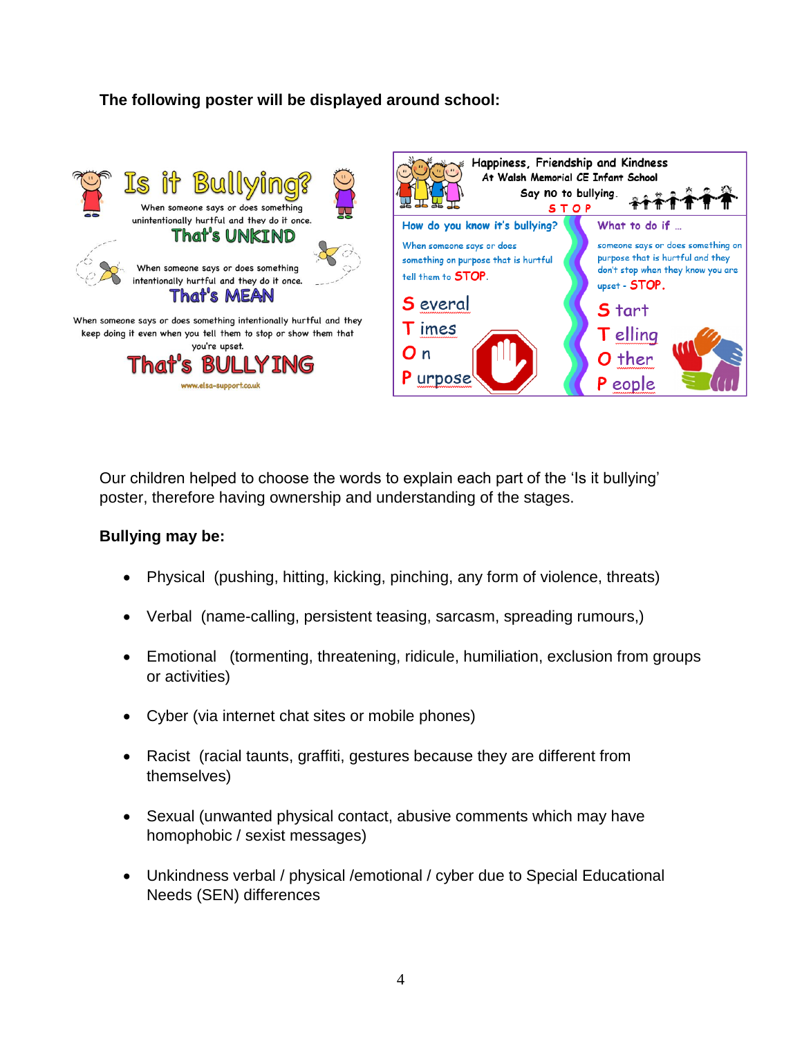**The following poster will be displayed around school:**

# Is it Bullying?

When someone says or does something unintentionally hurtful and they do it once.
**That's UNKIND**

When someone says or does something intentionally hurtful and they do it once.
**That's MEAN**

When someone says or does something intentionally hurtful and they keep doing it even when you tell them to stop or show them that you're upset.
**That's BULLYING**

www.elsa-support.co.uk

**Happiness, Friendship and Kindness**
**At Walsh Memorial CE Infant School**
**Say no to bullying.**
**STOP**

**How do you know it's bullying?**

When someone says or does something on purpose that is hurtful tell them to STOP.

**S** everal
**T** imes
**O** n
**P** urpose

**What to do if ...**

someone says or does something on purpose that is hurtful and they don't stop when they know you are upset - STOP.

**S** tart
**T** elling
**O** ther
**P** eople

Our children helped to choose the words to explain each part of the 'Is it bullying' poster, therefore having ownership and understanding of the stages.

**Bullying may be:**

- Physical (pushing, hitting, kicking, pinching, any form of violence, threats)
- Verbal (name-calling, persistent teasing, sarcasm, spreading rumours,)
- Emotional (tormenting, threatening, ridicule, humiliation, exclusion from groups or activities)
- Cyber (via internet chat sites or mobile phones)
- Racist (racial taunts, graffiti, gestures because they are different from themselves)
- Sexual (unwanted physical contact, abusive comments which may have homophobic / sexist messages)
- Unkindness verbal / physical /emotional / cyber due to Special Educational Needs (SEN) differences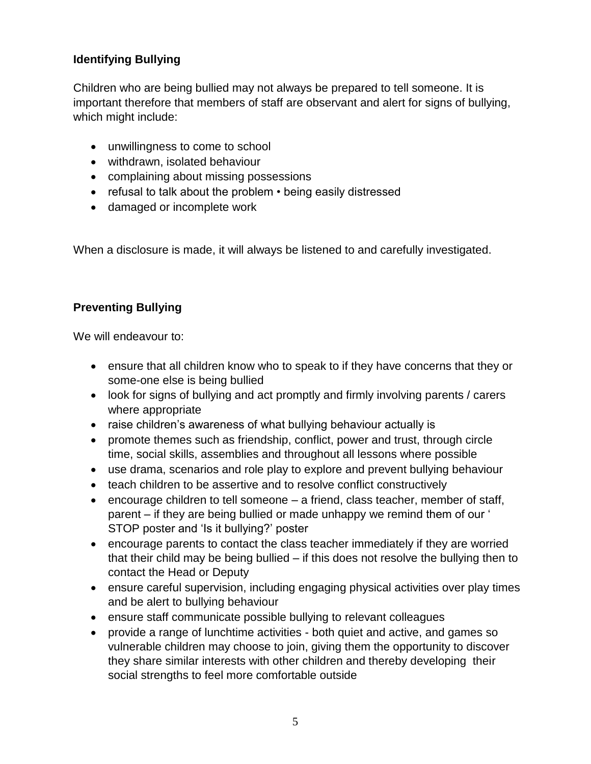**Identifying Bullying**

Children who are being bullied may not always be prepared to tell someone. It is important therefore that members of staff are observant and alert for signs of bullying, which might include:

- unwillingness to come to school
- withdrawn, isolated behaviour
- complaining about missing possessions
- refusal to talk about the problem • being easily distressed
- damaged or incomplete work

When a disclosure is made, it will always be listened to and carefully investigated.

**Preventing Bullying**

We will endeavour to:

- ensure that all children know who to speak to if they have concerns that they or some-one else is being bullied
- look for signs of bullying and act promptly and firmly involving parents / carers where appropriate
- raise children's awareness of what bullying behaviour actually is
- promote themes such as friendship, conflict, power and trust, through circle time, social skills, assemblies and throughout all lessons where possible
- use drama, scenarios and role play to explore and prevent bullying behaviour
- teach children to be assertive and to resolve conflict constructively
- encourage children to tell someone – a friend, class teacher, member of staff, parent – if they are being bullied or made unhappy we remind them of our ' STOP poster and 'Is it bullying?' poster
- encourage parents to contact the class teacher immediately if they are worried that their child may be being bullied – if this does not resolve the bullying then to contact the Head or Deputy
- ensure careful supervision, including engaging physical activities over play times and be alert to bullying behaviour
- ensure staff communicate possible bullying to relevant colleagues
- provide a range of lunchtime activities - both quiet and active, and games so vulnerable children may choose to join, giving them the opportunity to discover they share similar interests with other children and thereby developing their social strengths to feel more comfortable outside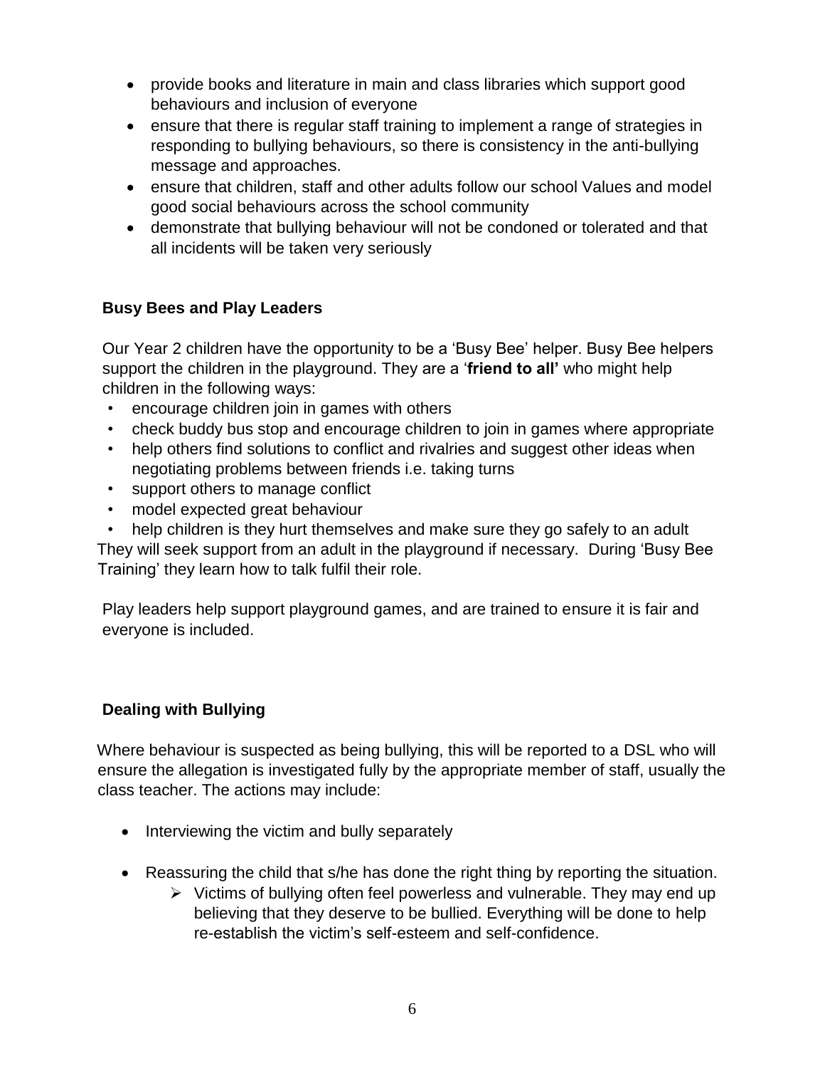- provide books and literature in main and class libraries which support good behaviours and inclusion of everyone
- ensure that there is regular staff training to implement a range of strategies in responding to bullying behaviours, so there is consistency in the anti-bullying message and approaches.
- ensure that children, staff and other adults follow our school Values and model good social behaviours across the school community
- demonstrate that bullying behaviour will not be condoned or tolerated and that all incidents will be taken very seriously

## Busy Bees and Play Leaders

Our Year 2 children have the opportunity to be a 'Busy Bee' helper. Busy Bee helpers support the children in the playground. They are a '**friend to all'** who might help children in the following ways:

- encourage children join in games with others
- check buddy bus stop and encourage children to join in games where appropriate
- help others find solutions to conflict and rivalries and suggest other ideas when negotiating problems between friends i.e. taking turns
- support others to manage conflict
- model expected great behaviour
- help children is they hurt themselves and make sure they go safely to an adult

They will seek support from an adult in the playground if necessary. During 'Busy Bee Training' they learn how to talk fulfil their role.

Play leaders help support playground games, and are trained to ensure it is fair and everyone is included.

## Dealing with Bullying

Where behaviour is suspected as being bullying, this will be reported to a DSL who will ensure the allegation is investigated fully by the appropriate member of staff, usually the class teacher. The actions may include:

- Interviewing the victim and bully separately
- Reassuring the child that s/he has done the right thing by reporting the situation.
  - Victims of bullying often feel powerless and vulnerable. They may end up believing that they deserve to be bullied. Everything will be done to help re-establish the victim's self-esteem and self-confidence.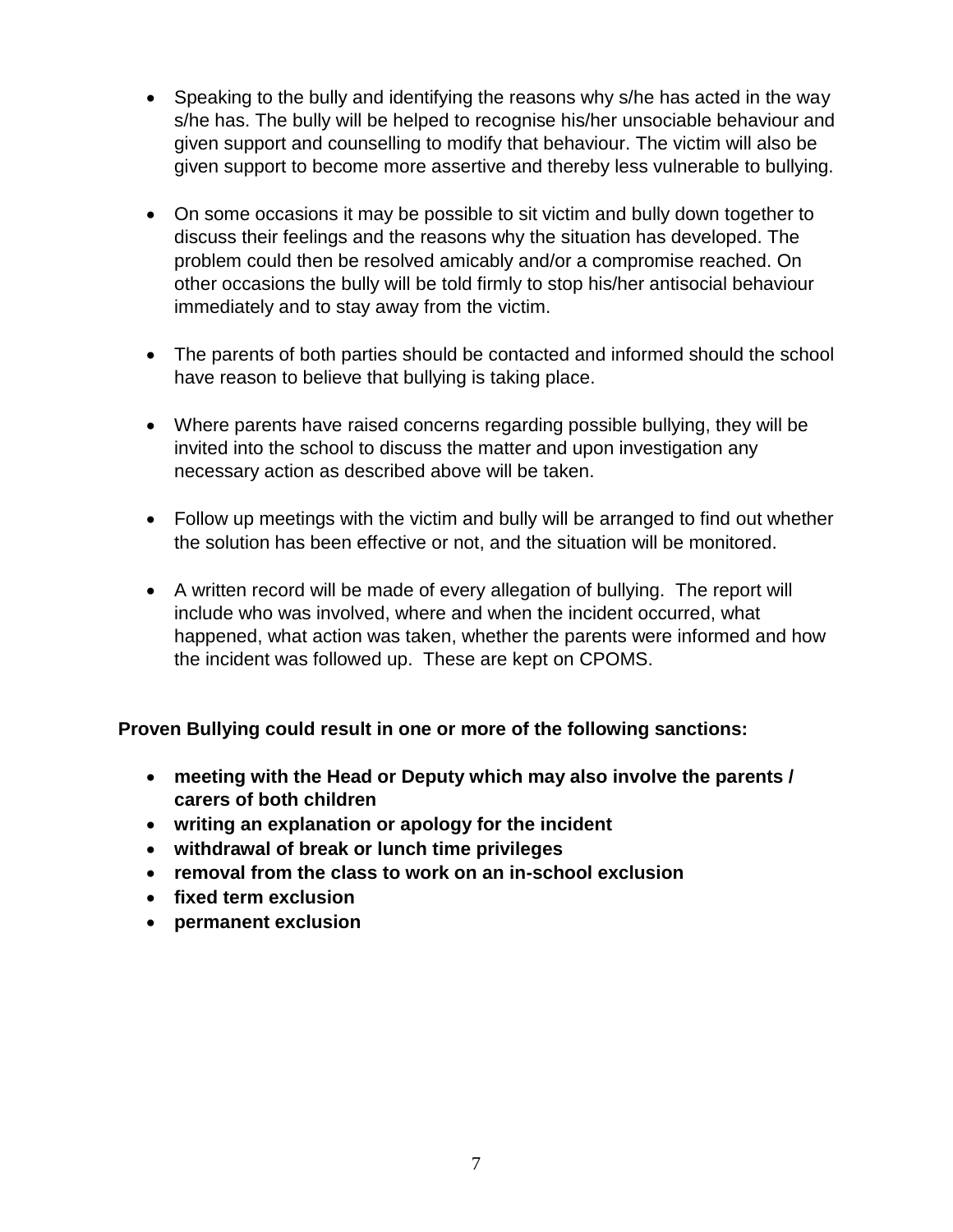- Speaking to the bully and identifying the reasons why s/he has acted in the way s/he has. The bully will be helped to recognise his/her unsociable behaviour and given support and counselling to modify that behaviour. The victim will also be given support to become more assertive and thereby less vulnerable to bullying.

- On some occasions it may be possible to sit victim and bully down together to discuss their feelings and the reasons why the situation has developed. The problem could then be resolved amicably and/or a compromise reached. On other occasions the bully will be told firmly to stop his/her antisocial behaviour immediately and to stay away from the victim.

- The parents of both parties should be contacted and informed should the school have reason to believe that bullying is taking place.

- Where parents have raised concerns regarding possible bullying, they will be invited into the school to discuss the matter and upon investigation any necessary action as described above will be taken.

- Follow up meetings with the victim and bully will be arranged to find out whether the solution has been effective or not, and the situation will be monitored.

- A written record will be made of every allegation of bullying. The report will include who was involved, where and when the incident occurred, what happened, what action was taken, whether the parents were informed and how the incident was followed up. These are kept on CPOMS.

**Proven Bullying could result in one or more of the following sanctions:**

- **meeting with the Head or Deputy which may also involve the parents / carers of both children**
- **writing an explanation or apology for the incident**
- **withdrawal of break or lunch time privileges**
- **removal from the class to work on an in-school exclusion**
- **fixed term exclusion**
- **permanent exclusion**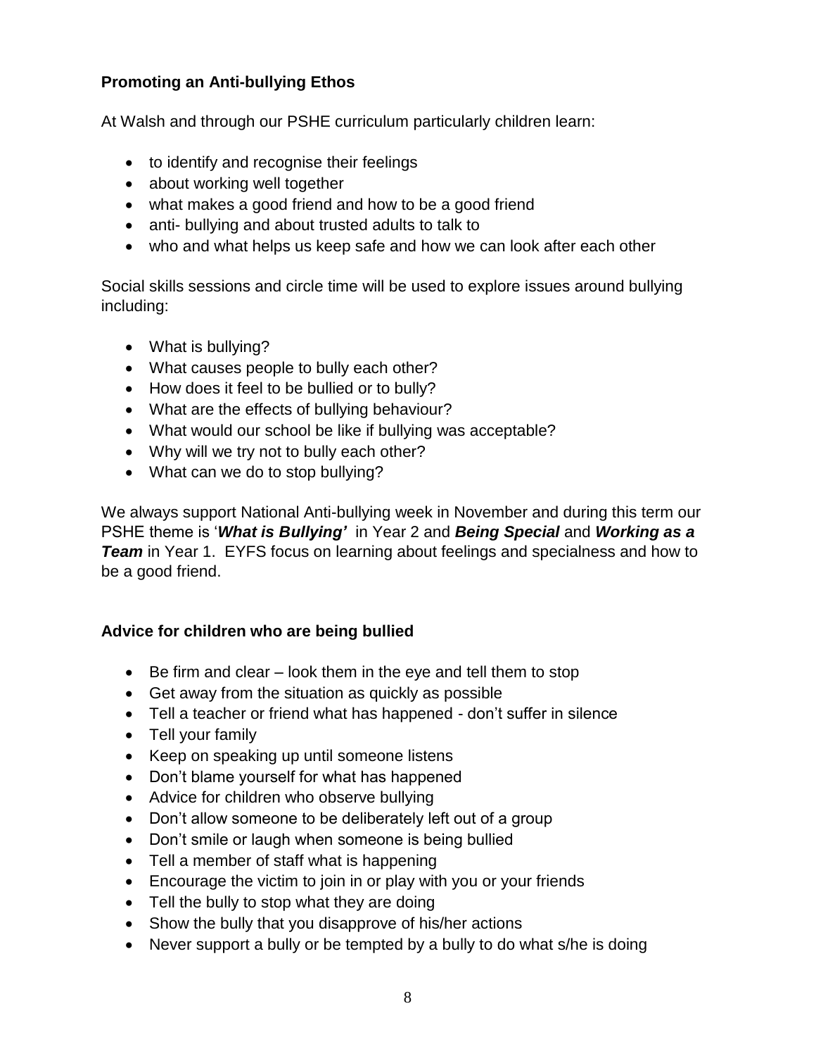**Promoting an Anti-bullying Ethos**

At Walsh and through our PSHE curriculum particularly children learn:

- to identify and recognise their feelings
- about working well together
- what makes a good friend and how to be a good friend
- anti- bullying and about trusted adults to talk to
- who and what helps us keep safe and how we can look after each other

Social skills sessions and circle time will be used to explore issues around bullying including:

- What is bullying?
- What causes people to bully each other?
- How does it feel to be bullied or to bully?
- What are the effects of bullying behaviour?
- What would our school be like if bullying was acceptable?
- Why will we try not to bully each other?
- What can we do to stop bullying?

We always support National Anti-bullying week in November and during this term our PSHE theme is '***What is Bullying'*** in Year 2 and ***Being Special*** and ***Working as a Team*** in Year 1. EYFS focus on learning about feelings and specialness and how to be a good friend.

**Advice for children who are being bullied**

- Be firm and clear – look them in the eye and tell them to stop
- Get away from the situation as quickly as possible
- Tell a teacher or friend what has happened - don't suffer in silence
- Tell your family
- Keep on speaking up until someone listens
- Don't blame yourself for what has happened
- Advice for children who observe bullying
- Don't allow someone to be deliberately left out of a group
- Don't smile or laugh when someone is being bullied
- Tell a member of staff what is happening
- Encourage the victim to join in or play with you or your friends
- Tell the bully to stop what they are doing
- Show the bully that you disapprove of his/her actions
- Never support a bully or be tempted by a bully to do what s/he is doing